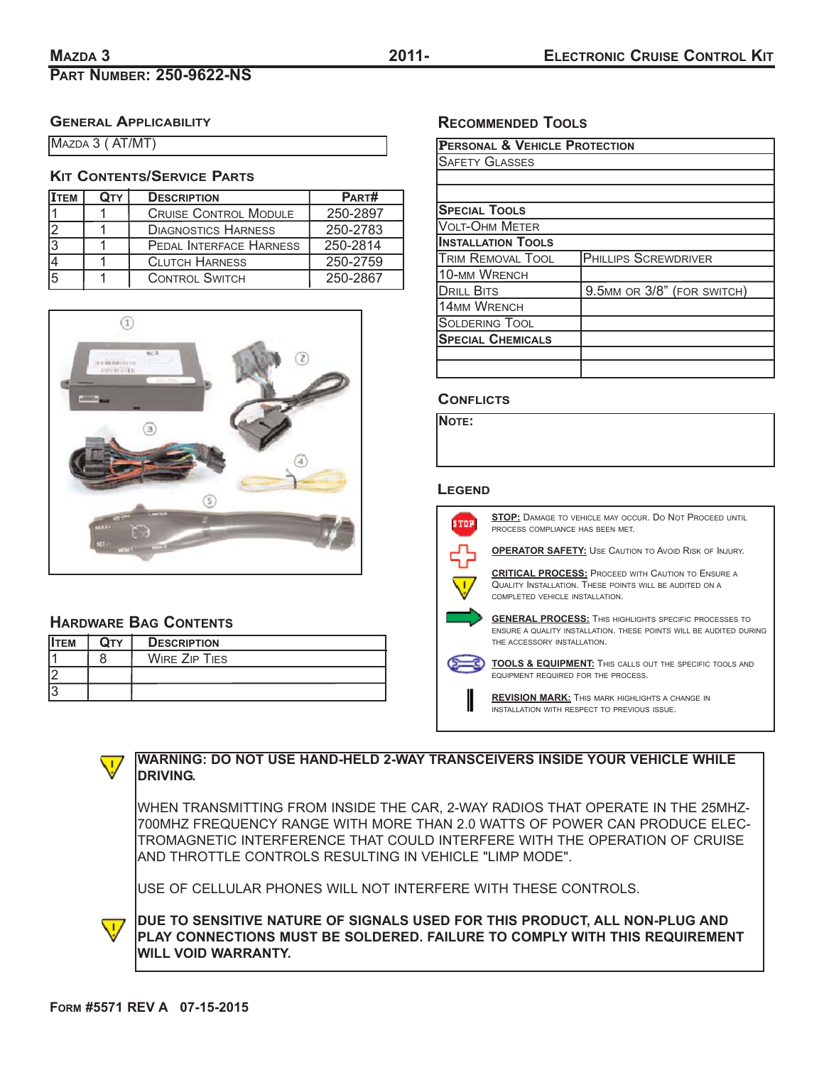# Mazda 3 — 2011- — Electronic Cruise Control Kit

## Part Number: 250-9622-NS

### General Applicability

| Mazda 3 ( AT/MT) |
|---|

### Kit Contents/Service Parts

| Item | Qty | Description | Part# |
|---|---|---|---|
| 1 | 1 | Cruise Control Module | 250-2897 |
| 2 | 1 | Diagnostics Harness | 250-2783 |
| 3 | 1 | Pedal Interface Harness | 250-2814 |
| 4 | 1 | Clutch Harness | 250-2759 |
| 5 | 1 | Control Switch | 250-2867 |

### Hardware Bag Contents

| Item | Qty | Description |
|---|---|---|
| 1 | 8 | Wire Zip Ties |
| 2 | | |
| 3 | | |

### Recommended Tools

| Personal & Vehicle Protection | |
|---|---|
| Safety Glasses | |
| | |
| | |
| **Special Tools** | |
| Volt-Ohm Meter | |
| **Installation Tools** | |
| Trim Removal Tool | Phillips Screwdriver |
| 10-mm Wrench | |
| Drill Bits | 9.5mm or 3/8" (for switch) |
| 14mm Wrench | |
| Soldering Tool | |
| **Special Chemicals** | |
| | |
| | |

### Conflicts

**Note:**

### Legend

**STOP:** Damage to vehicle may occur. Do Not Proceed until process compliance has been met.

**OPERATOR SAFETY:** Use Caution to Avoid Risk of Injury.

**CRITICAL PROCESS:** Proceed with Caution to Ensure a Quality Installation. These points will be audited on a completed vehicle installation.

**GENERAL PROCESS:** This highlights specific processes to ensure a quality installation. These points will be audited during the accessory installation.

**TOOLS & EQUIPMENT:** This calls out the specific tools and equipment required for the process.

**REVISION MARK:** This mark highlights a change in installation with respect to previous issue.

---

**WARNING: DO NOT USE HAND-HELD 2-WAY TRANSCEIVERS INSIDE YOUR VEHICLE WHILE DRIVING.**

WHEN TRANSMITTING FROM INSIDE THE CAR, 2-WAY RADIOS THAT OPERATE IN THE 25MHZ-700MHZ FREQUENCY RANGE WITH MORE THAN 2.0 WATTS OF POWER CAN PRODUCE ELECTROMAGNETIC INTERFERENCE THAT COULD INTERFERE WITH THE OPERATION OF CRUISE AND THROTTLE CONTROLS RESULTING IN VEHICLE "LIMP MODE".

USE OF CELLULAR PHONES WILL NOT INTERFERE WITH THESE CONTROLS.

**DUE TO SENSITIVE NATURE OF SIGNALS USED FOR THIS PRODUCT, ALL NON-PLUG AND PLAY CONNECTIONS MUST BE SOLDERED. FAILURE TO COMPLY WITH THIS REQUIREMENT WILL VOID WARRANTY.**

Form #5571 REV A 07-15-2015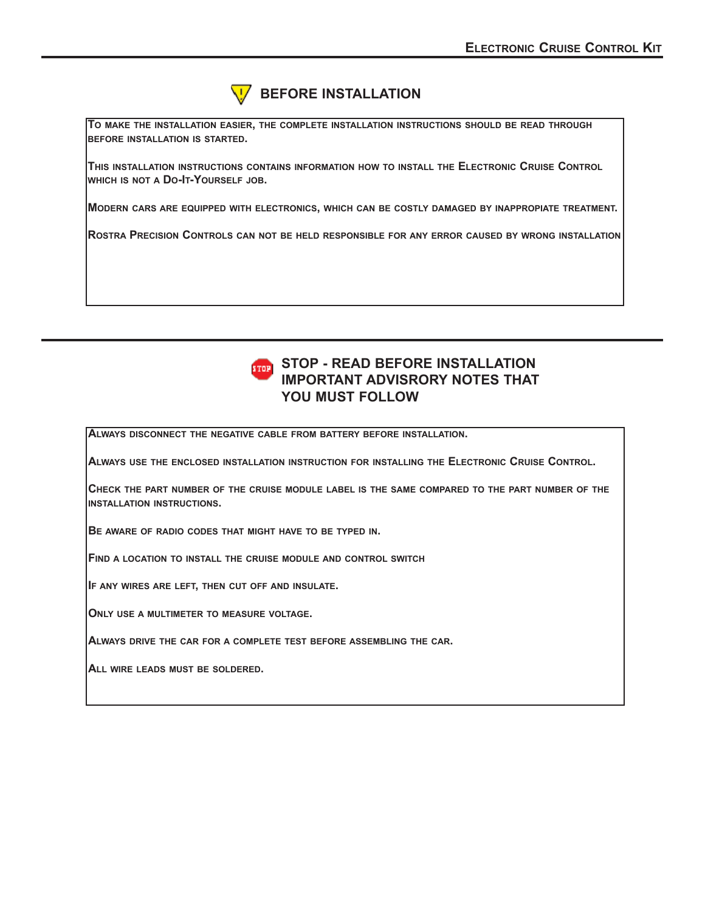## BEFORE INSTALLATION

To make the installation easier, the complete installation instructions should be read through before installation is started.

This installation instructions contains information how to install the Electronic Cruise Control which is not a Do-It-Yourself job.

Modern cars are equipped with electronics, which can be costly damaged by inappropiate treatment.

Rostra Precision Controls can not be held responsible for any error caused by wrong installation

## STOP - READ BEFORE INSTALLATION IMPORTANT ADVISRORY NOTES THAT YOU MUST FOLLOW

Always disconnect the negative cable from battery before installation.

Always use the enclosed installation instruction for installing the Electronic Cruise Control.

Check the part number of the cruise module label is the same compared to the part number of the installation instructions.

Be aware of radio codes that might have to be typed in.

Find a location to install the cruise module and control switch

If any wires are left, then cut off and insulate.

Only use a multimeter to measure voltage.

Always drive the car for a complete test before assembling the car.

All wire leads must be soldered.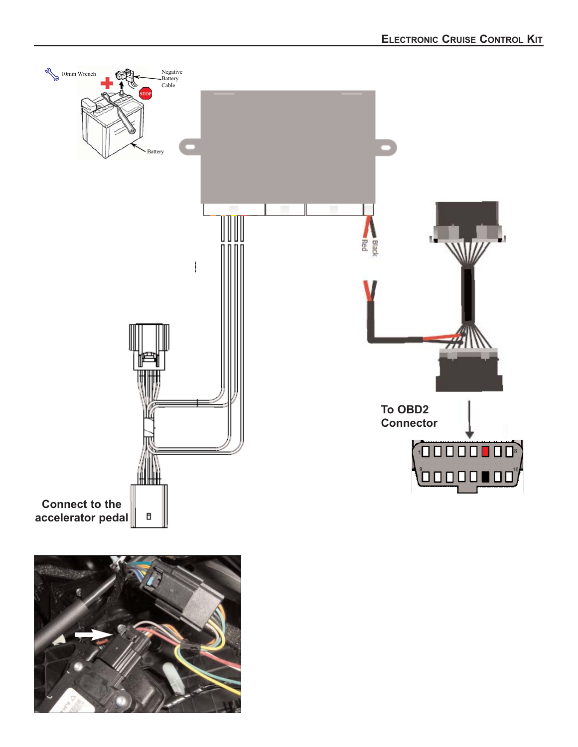10mm Wrench

Negative Battery Cable

STOP

Battery

Red

Black

To OBD2 Connector

Connect to the accelerator pedal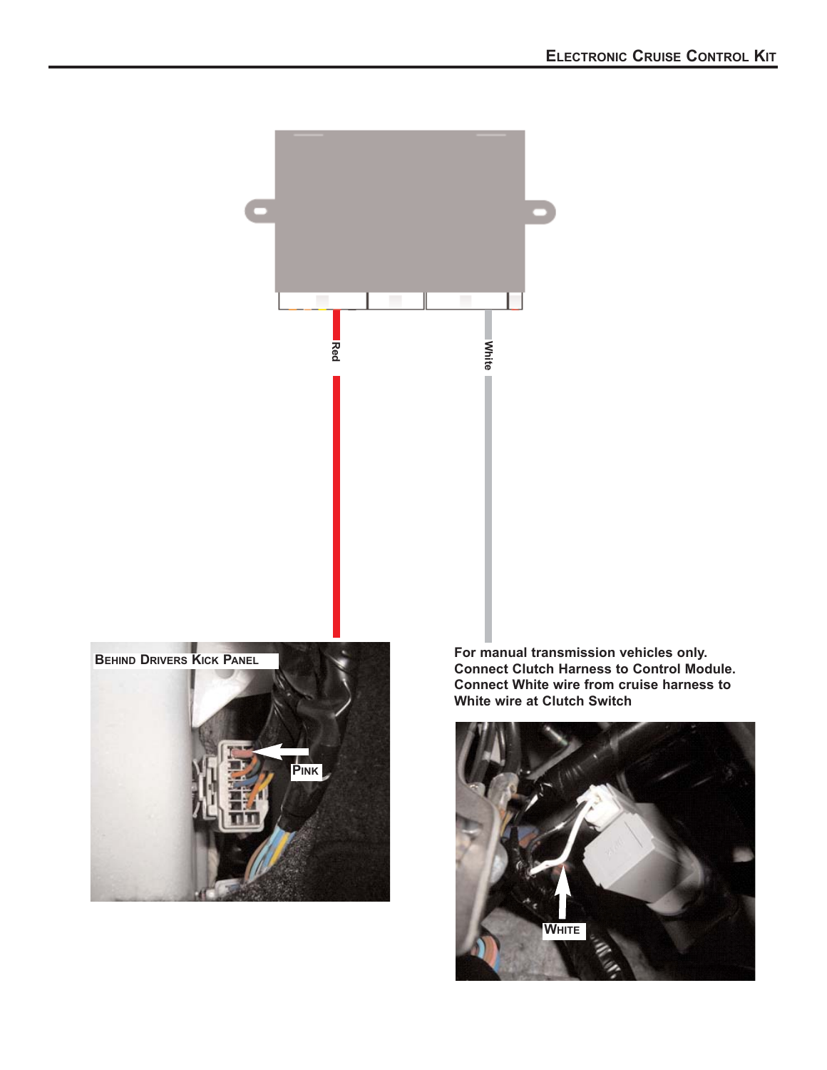Red

White

BEHIND DRIVERS KICK PANEL

PINK

**For manual transmission vehicles only. Connect Clutch Harness to Control Module. Connect White wire from cruise harness to White wire at Clutch Switch**

WHITE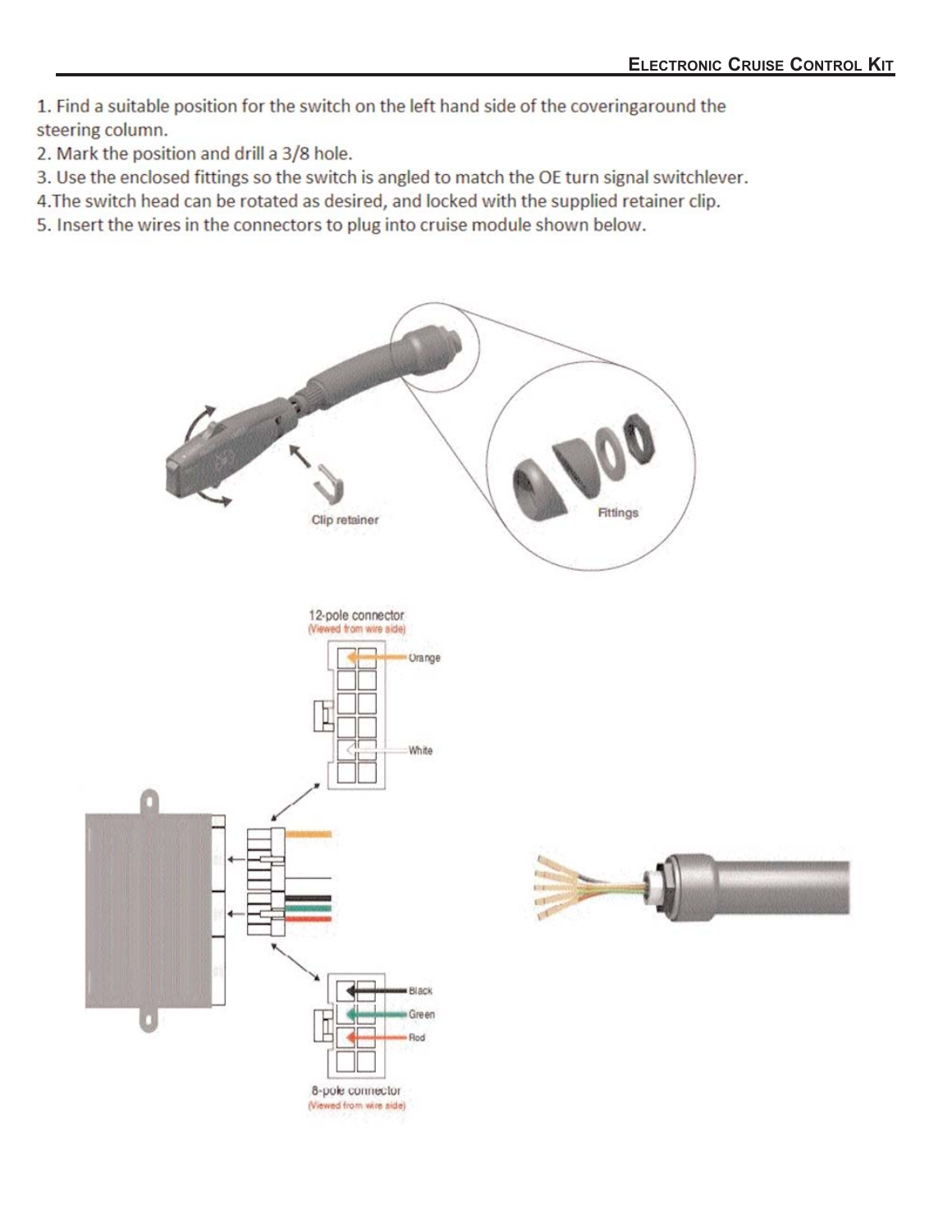1. Find a suitable position for the switch on the left hand side of the coveringaround the steering column.
2. Mark the position and drill a 3/8 hole.
3. Use the enclosed fittings so the switch is angled to match the OE turn signal switchlever.
4. The switch head can be rotated as desired, and locked with the supplied retainer clip.
5. Insert the wires in the connectors to plug into cruise module shown below.

Clip retainer

Fittings

12-pole connector
(Viewed from wire side)

Orange

White

Black

Green

Red

8-pole connector
(Viewed from wire side)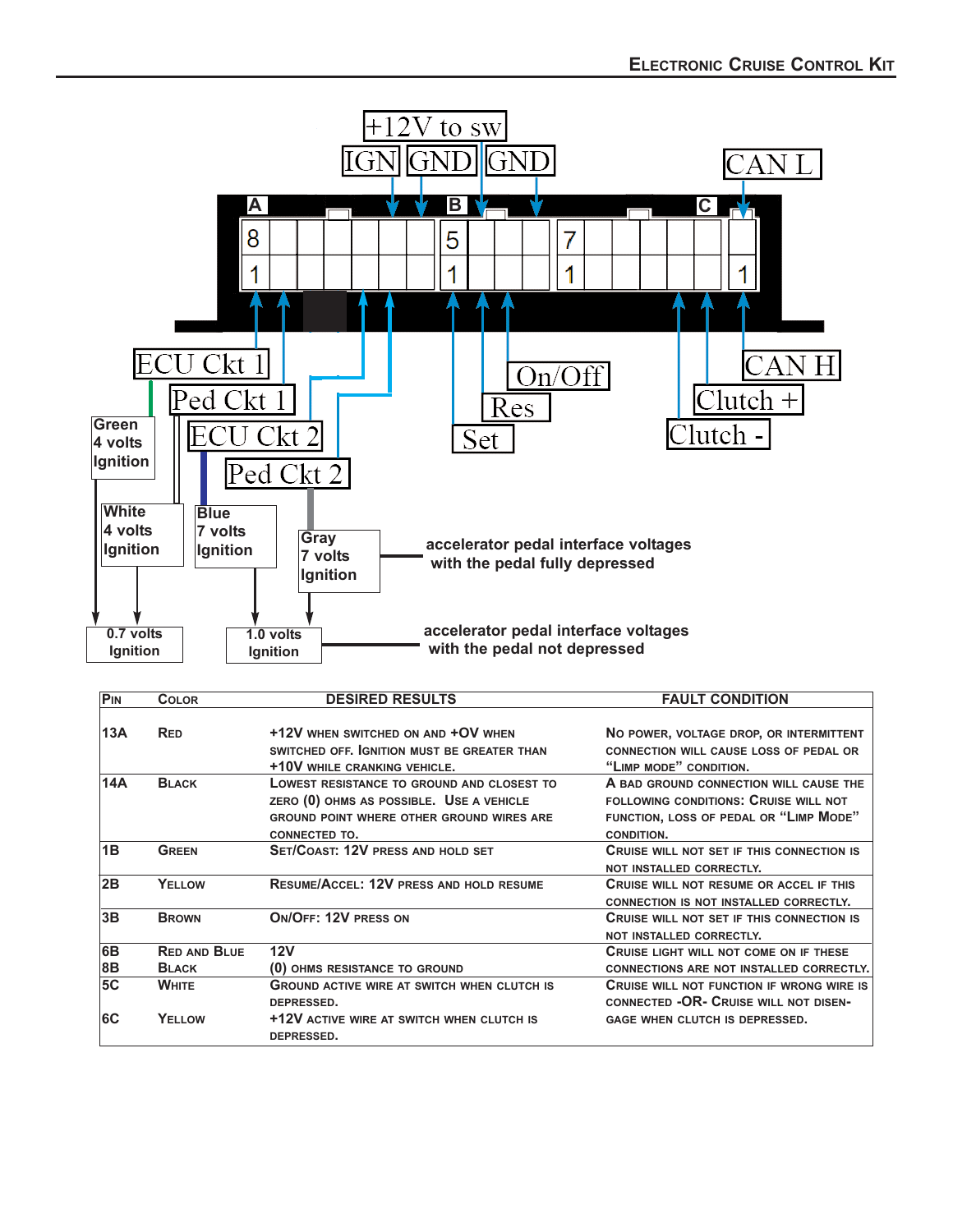+12V to sw

IGN GND GND

CAN L

A B C

8 5 7

1 1 1 1

ECU Ckt 1

Ped Ckt 1

ECU Ckt 2

Ped Ckt 2

On/Off

Res

Set

CAN H

Clutch +

Clutch -

Green 4 volts Ignition

White 4 volts Ignition

Blue 7 volts Ignition

Gray 7 volts Ignition

**accelerator pedal interface voltages with the pedal fully depressed**

0.7 volts Ignition

1.0 volts Ignition

**accelerator pedal interface voltages with the pedal not depressed**

| Pin | Color | Desired Results | Fault Condition |
|---|---|---|---|
| 13A | Red | +12V when switched on and +0V when switched off. Ignition must be greater than +10V while cranking vehicle. | No power, voltage drop, or intermittent connection will cause loss of pedal or "Limp mode" condition. |
| 14A | Black | Lowest resistance to ground and closest to zero (0) ohms as possible. Use a vehicle ground point where other ground wires are connected to. | A bad ground connection will cause the following conditions: Cruise will not function, loss of pedal or "Limp Mode" condition. |
| 1B | Green | Set/Coast: 12V press and hold set | Cruise will not set if this connection is not installed correctly. |
| 2B | Yellow | Resume/Accel: 12V press and hold resume | Cruise will not resume or accel if this connection is not installed correctly. |
| 3B | Brown | On/Off: 12V press on | Cruise will not set if this connection is not installed correctly. |
| 6B<br>8B | Red and Blue<br>Black | 12V<br>(0) ohms resistance to ground | Cruise light will not come on if these connections are not installed correctly. |
| 5C | White | Ground active wire at switch when clutch is depressed. | Cruise will not function if wrong wire is connected -OR- Cruise will not disengage when clutch is depressed. |
| 6C | Yellow | +12V active wire at switch when clutch is depressed. | |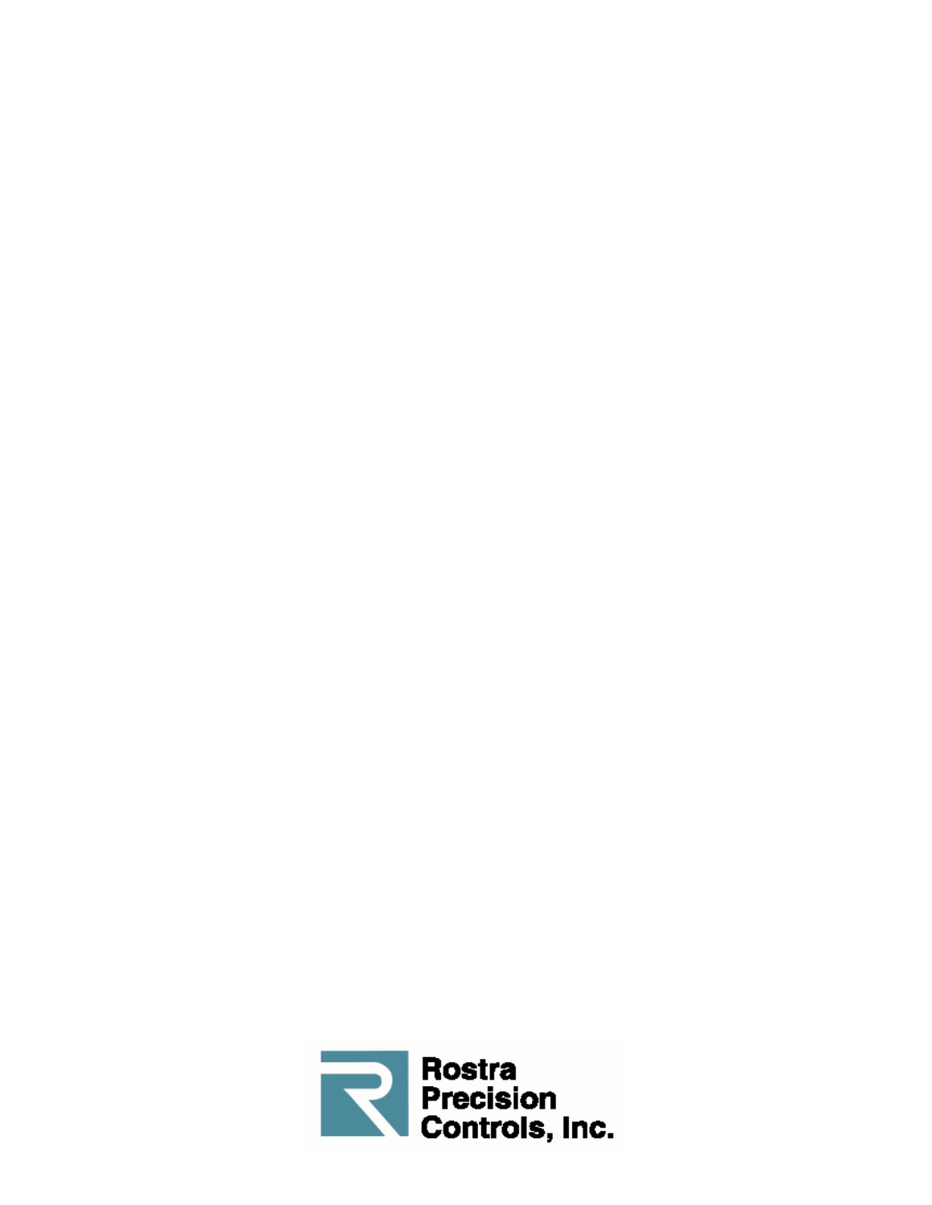Rostra Precision Controls, Inc.